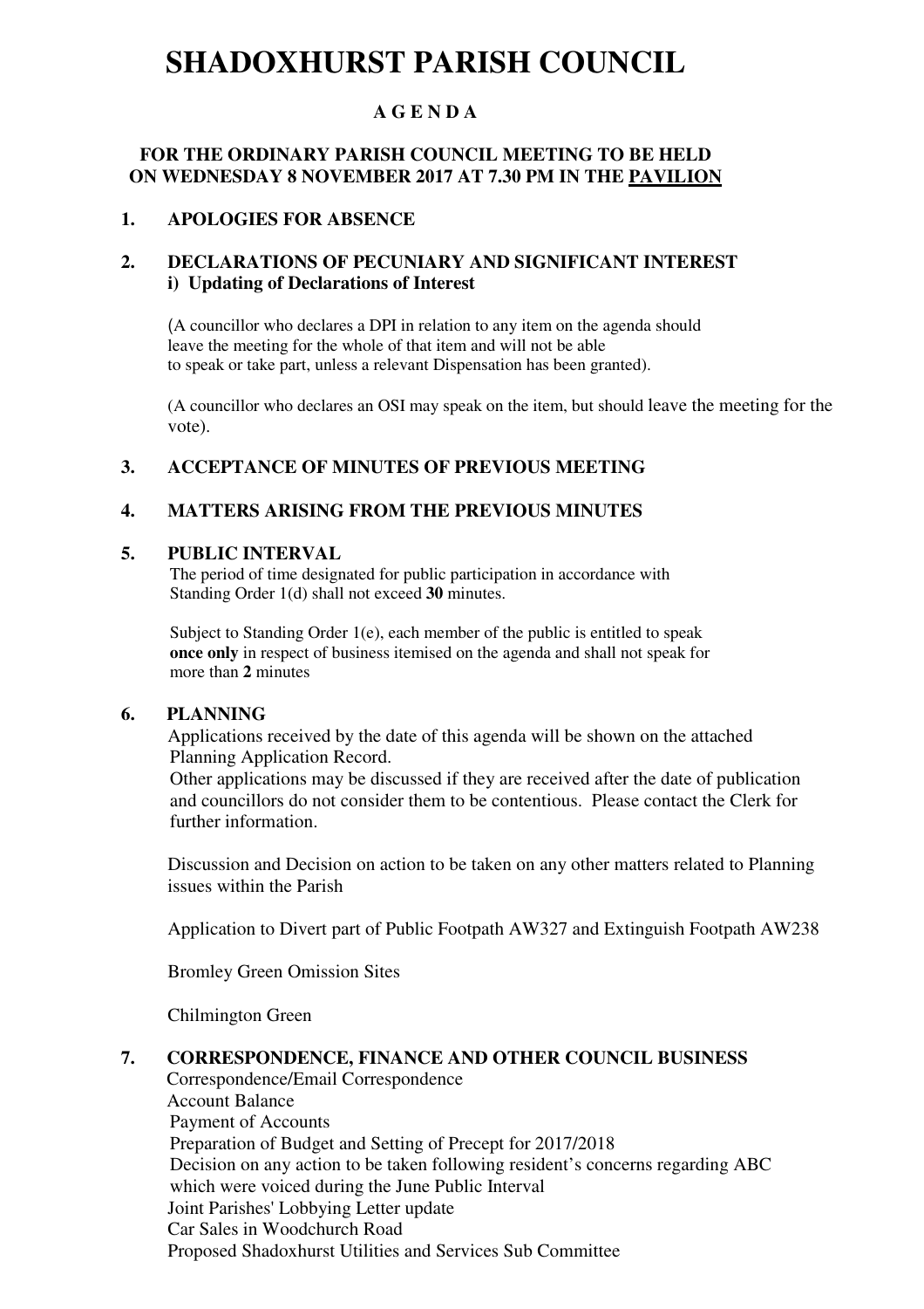# SHADOXHURST PARISH COUNCIL

## A G E N D A

**FOR THE ORDINARY PARISH COUNCIL MEETING TO BE HELD ON WEDNESDAY 8 NOVEMBER 2017 AT 7.30 PM IN THE PAVILION**

### 1. APOLOGIES FOR ABSENCE

### 2. DECLARATIONS OF PECUNIARY AND SIGNIFICANT INTEREST

**i) Updating of Declarations of Interest**

(A councillor who declares a DPI in relation to any item on the agenda should leave the meeting for the whole of that item and will not be able to speak or take part, unless a relevant Dispensation has been granted).

(A councillor who declares an OSI may speak on the item, but should leave the meeting for the vote).

### 3. ACCEPTANCE OF MINUTES OF PREVIOUS MEETING

### 4. MATTERS ARISING FROM THE PREVIOUS MINUTES

### 5. PUBLIC INTERVAL

The period of time designated for public participation in accordance with Standing Order 1(d) shall not exceed **30** minutes.

Subject to Standing Order 1(e), each member of the public is entitled to speak **once only** in respect of business itemised on the agenda and shall not speak for more than **2** minutes

### 6. PLANNING

Applications received by the date of this agenda will be shown on the attached Planning Application Record.
Other applications may be discussed if they are received after the date of publication and councillors do not consider them to be contentious. Please contact the Clerk for further information.

Discussion and Decision on action to be taken on any other matters related to Planning issues within the Parish

Application to Divert part of Public Footpath AW327 and Extinguish Footpath AW238

Bromley Green Omission Sites

Chilmington Green

### 7. CORRESPONDENCE, FINANCE AND OTHER COUNCIL BUSINESS

Correspondence/Email Correspondence
Account Balance
Payment of Accounts
Preparation of Budget and Setting of Precept for 2017/2018
Decision on any action to be taken following resident's concerns regarding ABC which were voiced during the June Public Interval
Joint Parishes' Lobbying Letter update
Car Sales in Woodchurch Road
Proposed Shadoxhurst Utilities and Services Sub Committee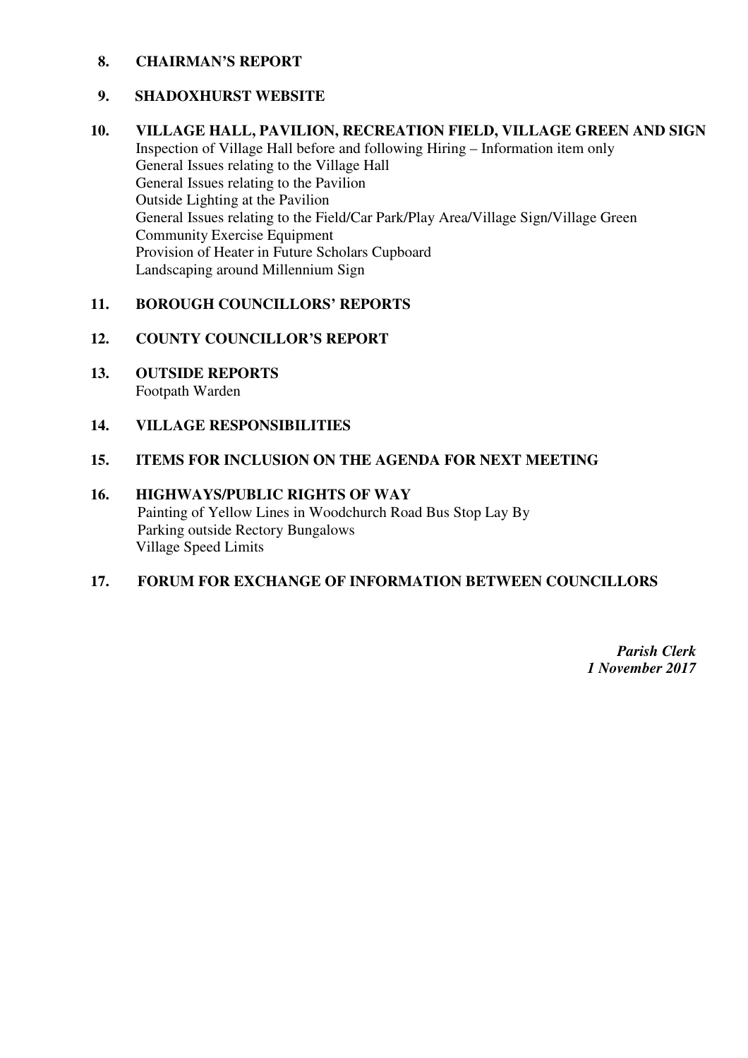**8. CHAIRMAN'S REPORT**

**9. SHADOXHURST WEBSITE**

**10. VILLAGE HALL, PAVILION, RECREATION FIELD, VILLAGE GREEN AND SIGN**

Inspection of Village Hall before and following Hiring – Information item only
General Issues relating to the Village Hall
General Issues relating to the Pavilion
Outside Lighting at the Pavilion
General Issues relating to the Field/Car Park/Play Area/Village Sign/Village Green
Community Exercise Equipment
Provision of Heater in Future Scholars Cupboard
Landscaping around Millennium Sign

**11. BOROUGH COUNCILLORS' REPORTS**

**12. COUNTY COUNCILLOR'S REPORT**

**13. OUTSIDE REPORTS**

Footpath Warden

**14. VILLAGE RESPONSIBILITIES**

**15. ITEMS FOR INCLUSION ON THE AGENDA FOR NEXT MEETING**

**16. HIGHWAYS/PUBLIC RIGHTS OF WAY**

Painting of Yellow Lines in Woodchurch Road Bus Stop Lay By
Parking outside Rectory Bungalows
Village Speed Limits

**17. FORUM FOR EXCHANGE OF INFORMATION BETWEEN COUNCILLORS**

***Parish Clerk***
***1 November 2017***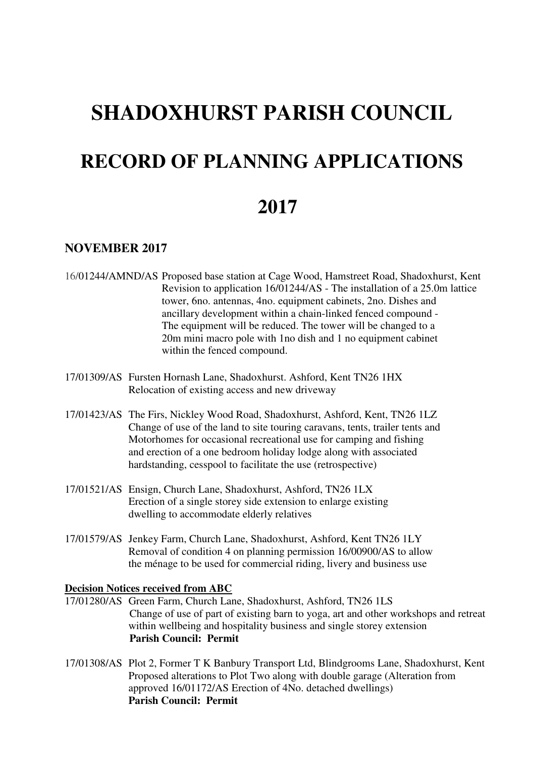# SHADOXHURST PARISH COUNCIL

# RECORD OF PLANNING APPLICATIONS

# 2017

## NOVEMBER 2017

16/01244/AMND/AS Proposed base station at Cage Wood, Hamstreet Road, Shadoxhurst, Kent
Revision to application 16/01244/AS - The installation of a 25.0m lattice tower, 6no. antennas, 4no. equipment cabinets, 2no. Dishes and ancillary development within a chain-linked fenced compound - The equipment will be reduced. The tower will be changed to a 20m mini macro pole with 1no dish and 1 no equipment cabinet within the fenced compound.

17/01309/AS Fursten Hornash Lane, Shadoxhurst. Ashford, Kent TN26 1HX
Relocation of existing access and new driveway

17/01423/AS The Firs, Nickley Wood Road, Shadoxhurst, Ashford, Kent, TN26 1LZ
Change of use of the land to site touring caravans, tents, trailer tents and Motorhomes for occasional recreational use for camping and fishing and erection of a one bedroom holiday lodge along with associated hardstanding, cesspool to facilitate the use (retrospective)

17/01521/AS Ensign, Church Lane, Shadoxhurst, Ashford, TN26 1LX
Erection of a single storey side extension to enlarge existing dwelling to accommodate elderly relatives

17/01579/AS Jenkey Farm, Church Lane, Shadoxhurst, Ashford, Kent TN26 1LY
Removal of condition 4 on planning permission 16/00900/AS to allow the ménage to be used for commercial riding, livery and business use

**Decision Notices received from ABC**

17/01280/AS Green Farm, Church Lane, Shadoxhurst, Ashford, TN26 1LS
Change of use of part of existing barn to yoga, art and other workshops and retreat within wellbeing and hospitality business and single storey extension
**Parish Council: Permit**

17/01308/AS Plot 2, Former T K Banbury Transport Ltd, Blindgrooms Lane, Shadoxhurst, Kent
Proposed alterations to Plot Two along with double garage (Alteration from approved 16/01172/AS Erection of 4No. detached dwellings)
**Parish Council: Permit**